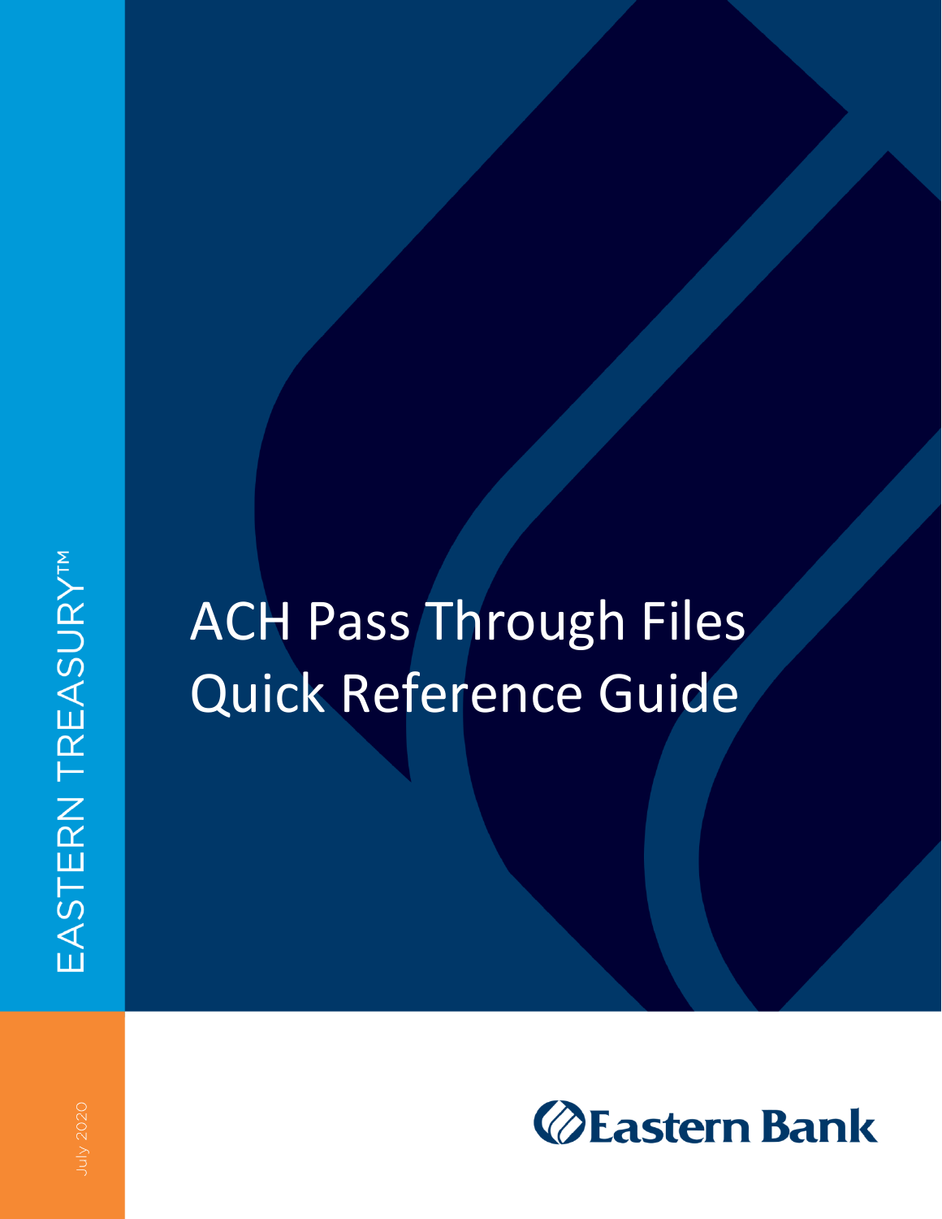EASTERN TREASURY™

# ACH Pass Through Files Quick Reference Guide

Eastern Bank

July 2020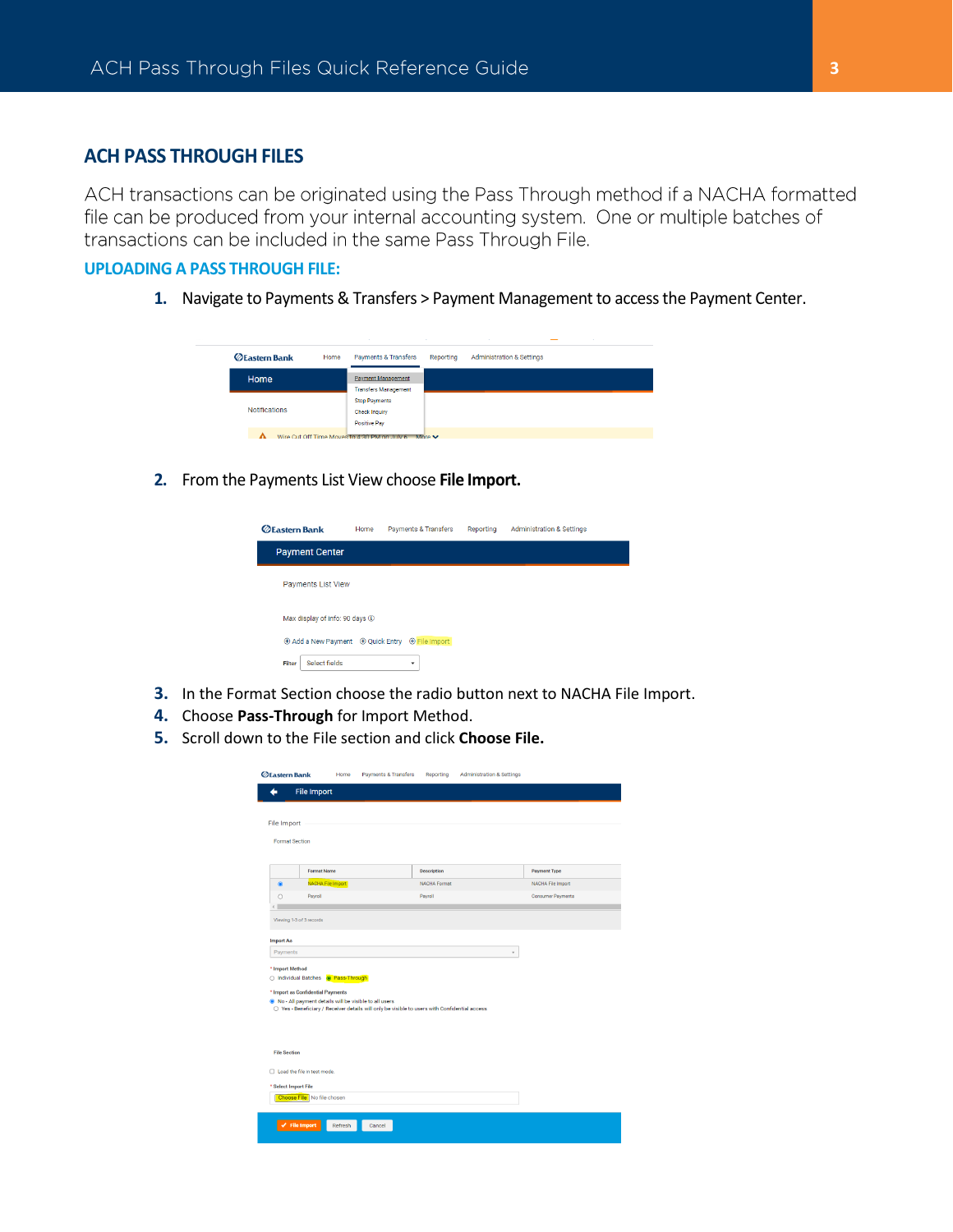## ACH PASS THROUGH FILES

ACH transactions can be originated using the Pass Through method if a NACHA formatted file can be produced from your internal accounting system. One or multiple batches of transactions can be included in the same Pass Through File.

### UPLOADING A PASS THROUGH FILE:

1. Navigate to Payments & Transfers > Payment Management to access the Payment Center.

2. From the Payments List View choose **File Import.**

3. In the Format Section choose the radio button next to NACHA File Import.
4. Choose **Pass-Through** for Import Method.
5. Scroll down to the File section and click **Choose File.**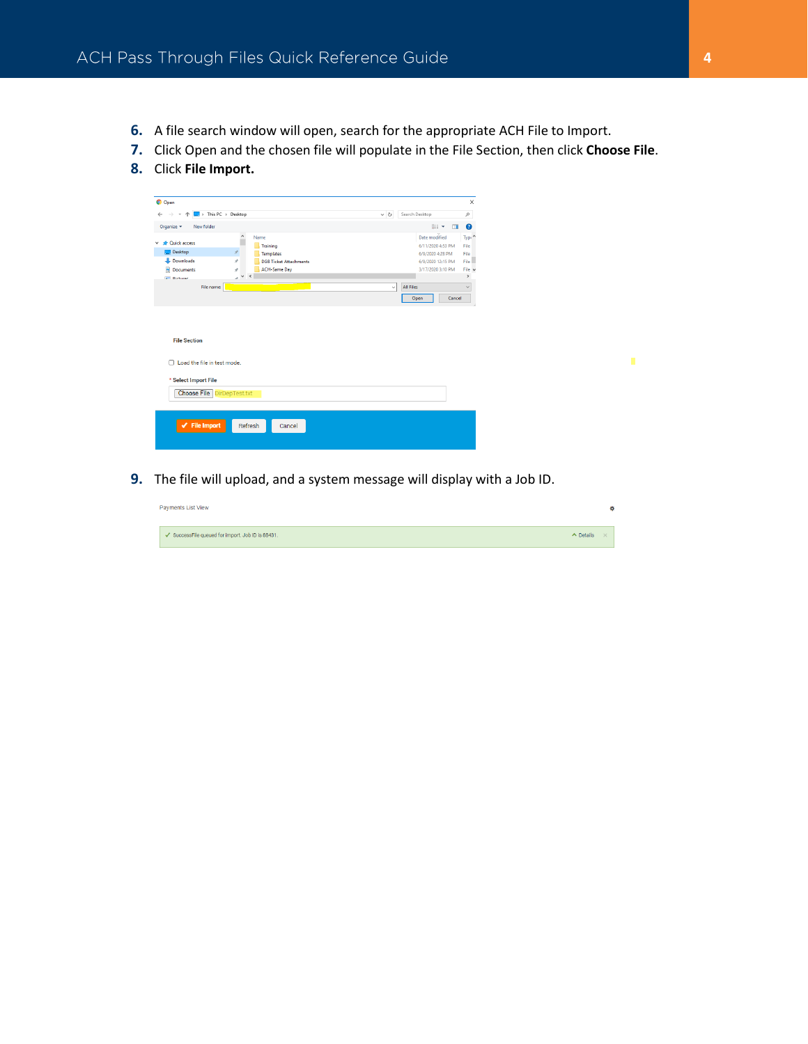6. A file search window will open, search for the appropriate ACH File to Import.
7. Click Open and the chosen file will populate in the File Section, then click **Choose File**.
8. Click **File Import.**

9. The file will upload, and a system message will display with a Job ID.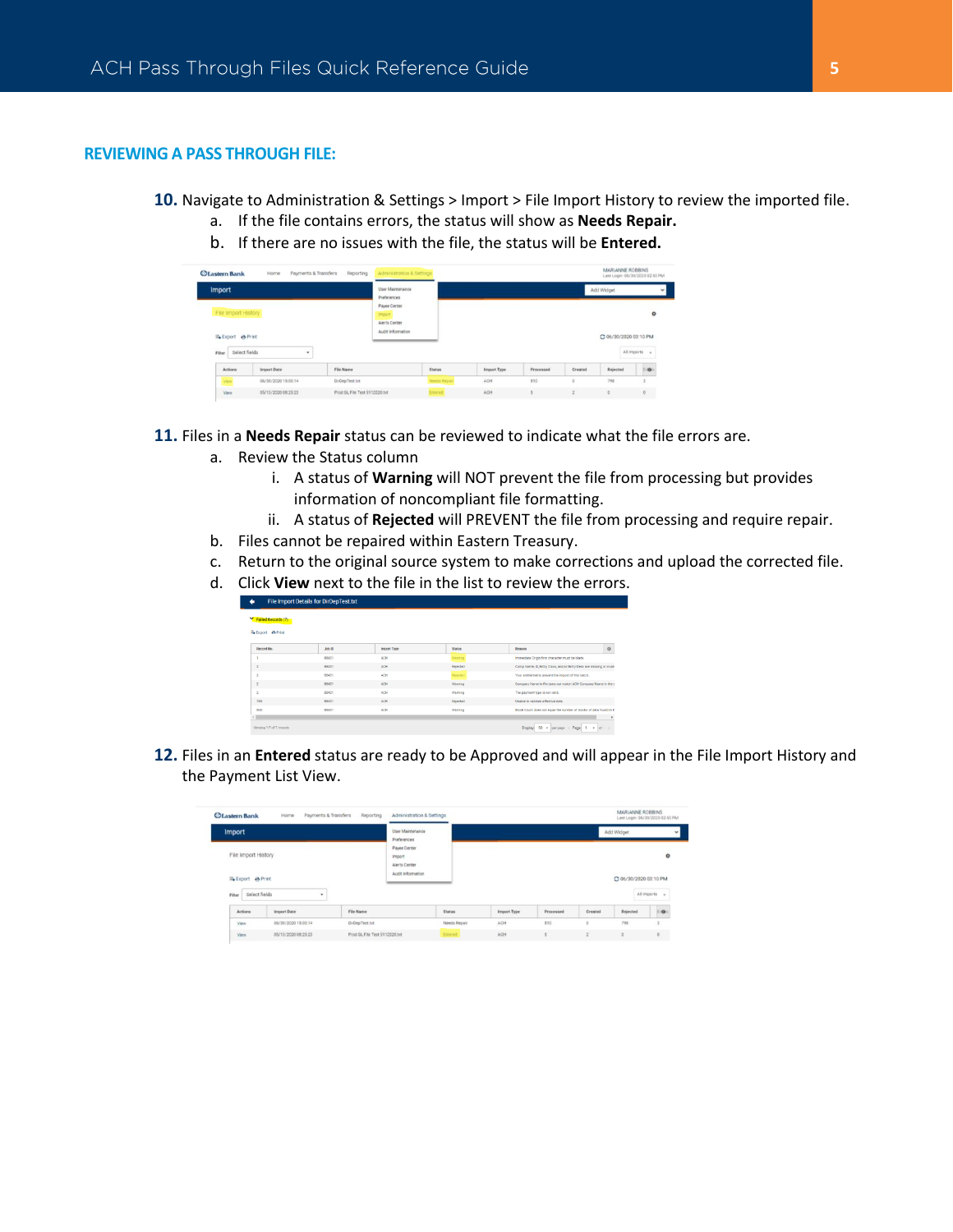## REVIEWING A PASS THROUGH FILE:

**10.** Navigate to Administration & Settings > Import > File Import History to review the imported file.
   a. If the file contains errors, the status will show as **Needs Repair.**
   b. If there are no issues with the file, the status will be **Entered.**

**11.** Files in a **Needs Repair** status can be reviewed to indicate what the file errors are.
   a. Review the Status column
      i. A status of **Warning** will NOT prevent the file from processing but provides information of noncompliant file formatting.
      ii. A status of **Rejected** will PREVENT the file from processing and require repair.
   b. Files cannot be repaired within Eastern Treasury.
   c. Return to the original source system to make corrections and upload the corrected file.
   d. Click **View** next to the file in the list to review the errors.

**12.** Files in an **Entered** status are ready to be Approved and will appear in the File Import History and the Payment List View.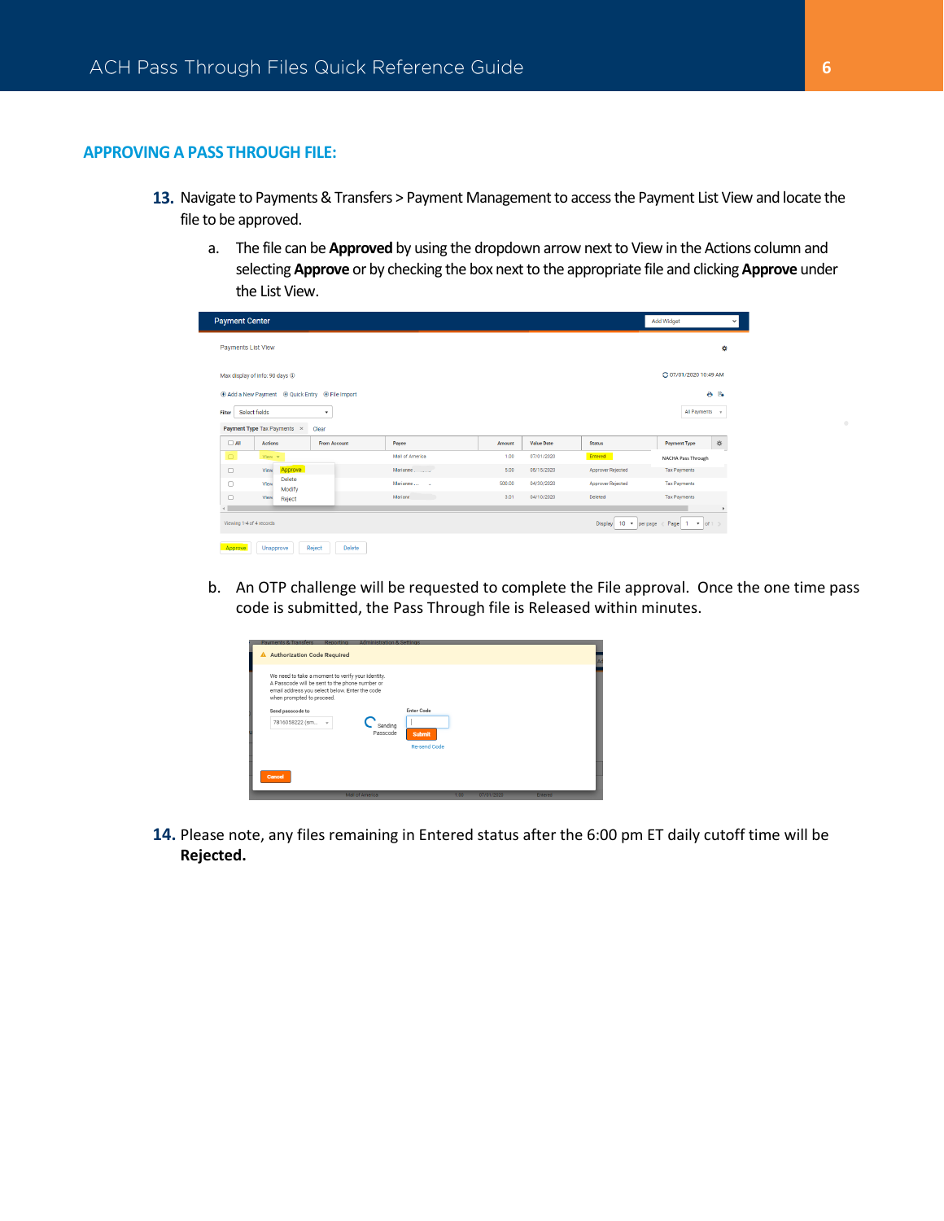## APPROVING A PASS THROUGH FILE:

13. Navigate to Payments & Transfers > Payment Management to access the Payment List View and locate the file to be approved.

    a. The file can be **Approved** by using the dropdown arrow next to View in the Actions column and selecting **Approve** or by checking the box next to the appropriate file and clicking **Approve** under the List View.

    b. An OTP challenge will be requested to complete the File approval. Once the one time pass code is submitted, the Pass Through file is Released within minutes.

14. Please note, any files remaining in Entered status after the 6:00 pm ET daily cutoff time will be **Rejected.**